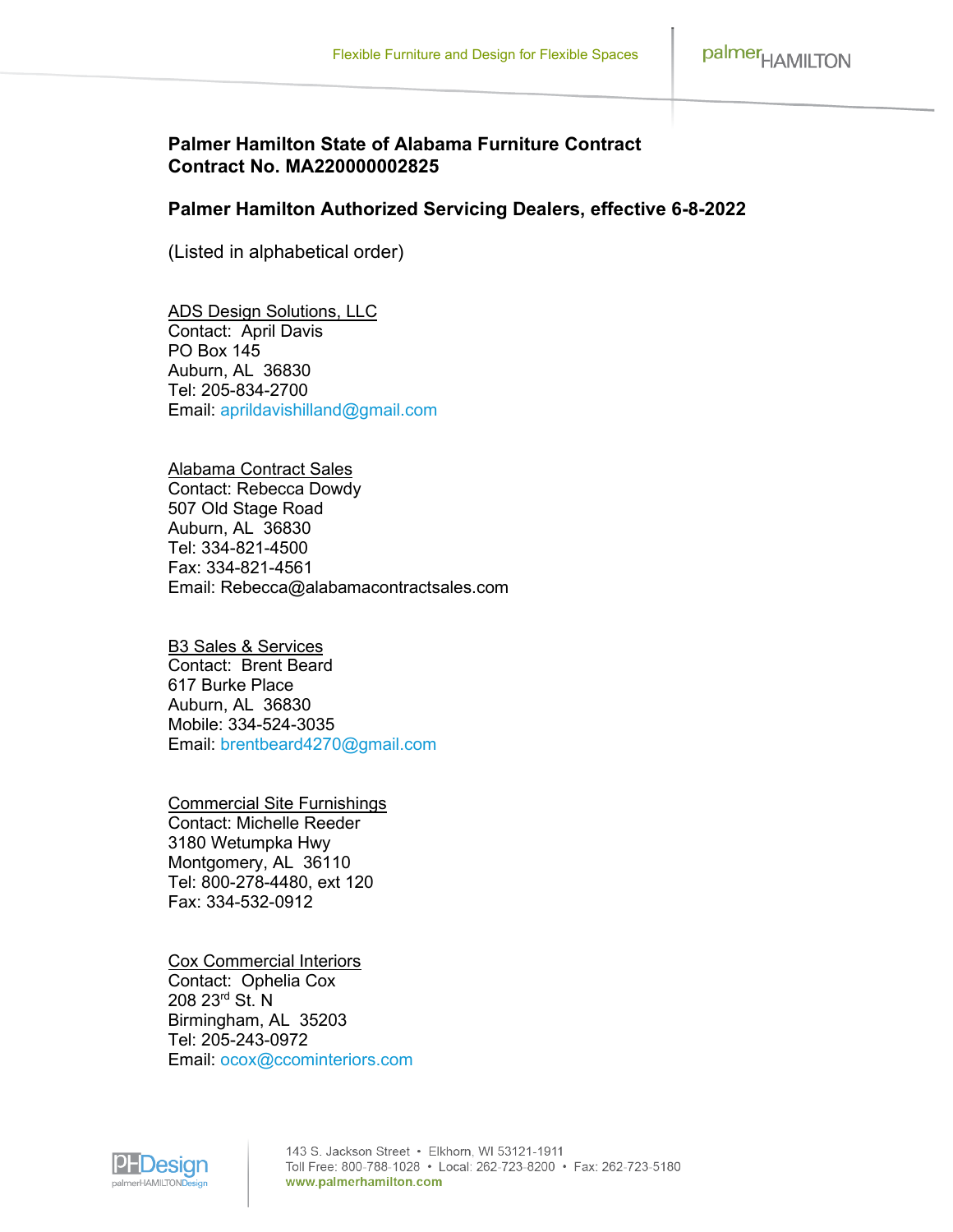**Palmer Hamilton State of Alabama Furniture Contract**
**Contract No. MA220000002825**

**Palmer Hamilton Authorized Servicing Dealers, effective 6-8-2022**

(Listed in alphabetical order)

ADS Design Solutions, LLC
Contact: April Davis
PO Box 145
Auburn, AL 36830
Tel: 205-834-2700
Email: aprildavishilland@gmail.com

Alabama Contract Sales
Contact: Rebecca Dowdy
507 Old Stage Road
Auburn, AL 36830
Tel: 334-821-4500
Fax: 334-821-4561
Email: Rebecca@alabamacontractsales.com

B3 Sales & Services
Contact: Brent Beard
617 Burke Place
Auburn, AL 36830
Mobile: 334-524-3035
Email: brentbeard4270@gmail.com

Commercial Site Furnishings
Contact: Michelle Reeder
3180 Wetumpka Hwy
Montgomery, AL 36110
Tel: 800-278-4480, ext 120
Fax: 334-532-0912

Cox Commercial Interiors
Contact: Ophelia Cox
208 23rd St. N
Birmingham, AL 35203
Tel: 205-243-0972
Email: ocox@ccominteriors.com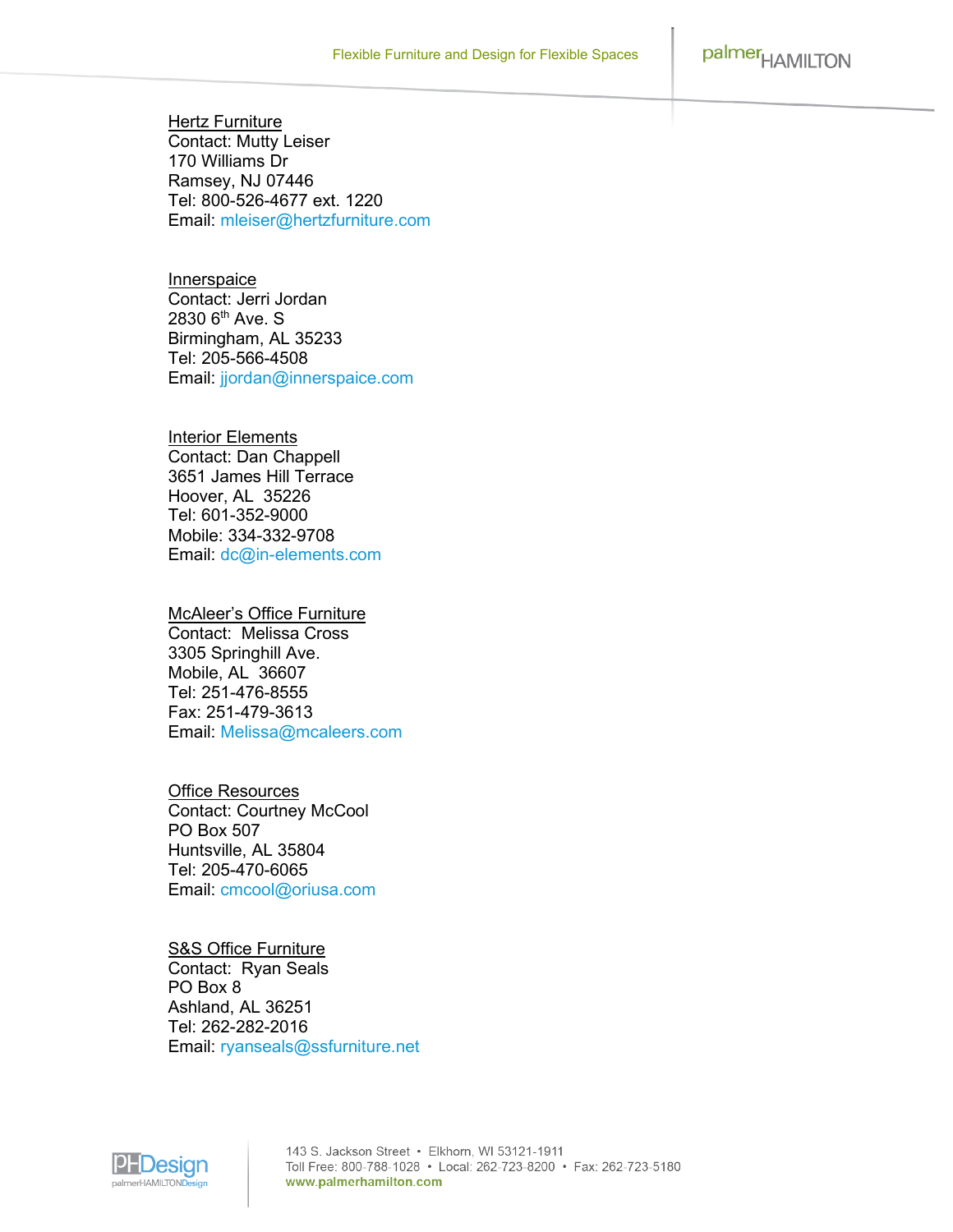Hertz Furniture
Contact: Mutty Leiser
170 Williams Dr
Ramsey, NJ 07446
Tel: 800-526-4677 ext. 1220
Email: mleiser@hertzfurniture.com

Innerspaice
Contact: Jerri Jordan
2830 6th Ave. S
Birmingham, AL 35233
Tel: 205-566-4508
Email: jjordan@innerspaice.com

Interior Elements
Contact: Dan Chappell
3651 James Hill Terrace
Hoover, AL 35226
Tel: 601-352-9000
Mobile: 334-332-9708
Email: dc@in-elements.com

McAleer's Office Furniture
Contact: Melissa Cross
3305 Springhill Ave.
Mobile, AL 36607
Tel: 251-476-8555
Fax: 251-479-3613
Email: Melissa@mcaleers.com

Office Resources
Contact: Courtney McCool
PO Box 507
Huntsville, AL 35804
Tel: 205-470-6065
Email: cmcool@oriusa.com

S&S Office Furniture
Contact: Ryan Seals
PO Box 8
Ashland, AL 36251
Tel: 262-282-2016
Email: ryanseals@ssfurniture.net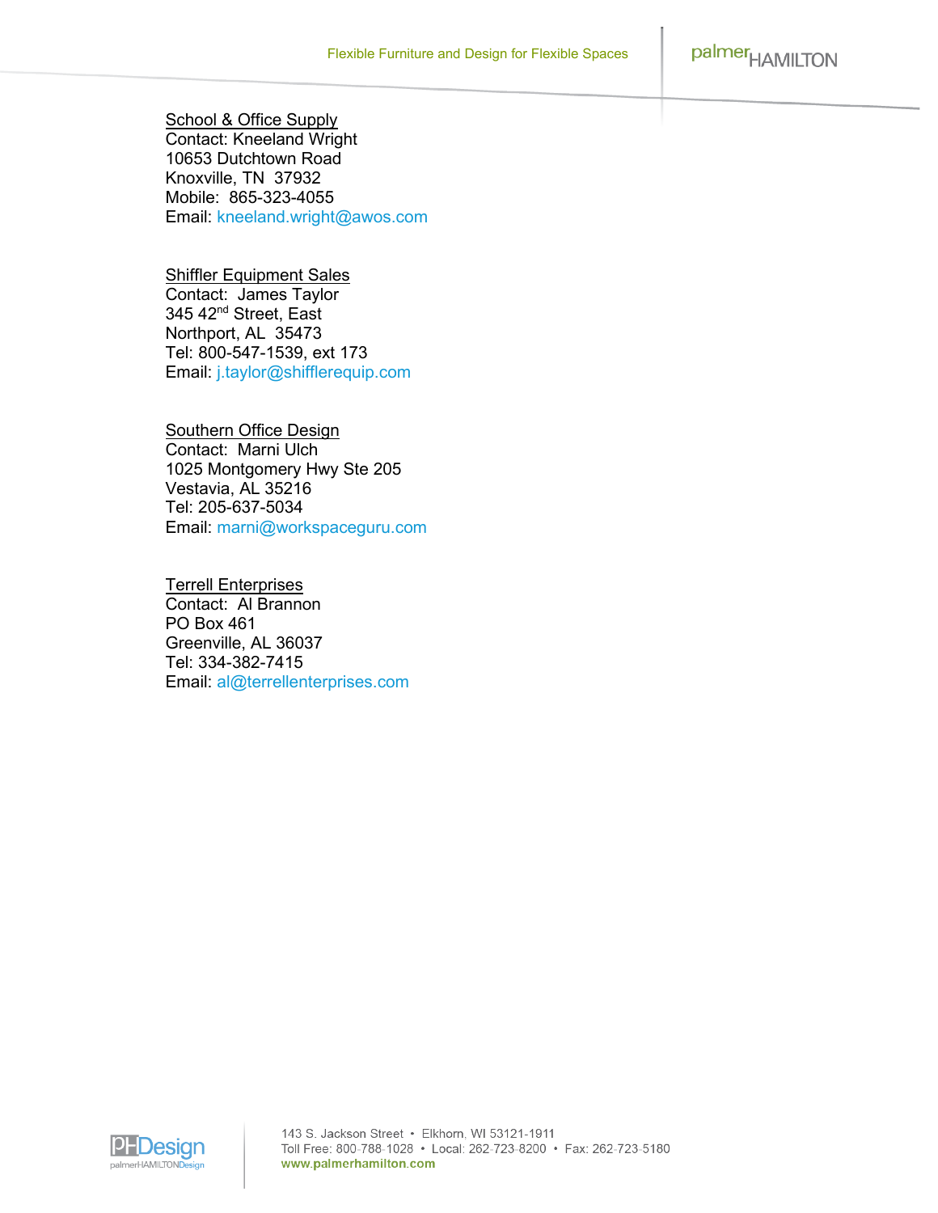School & Office Supply  
Contact: Kneeland Wright  
10653 Dutchtown Road  
Knoxville, TN 37932  
Mobile: 865-323-4055  
Email: kneeland.wright@awos.com

Shiffler Equipment Sales  
Contact: James Taylor  
345 42nd Street, East  
Northport, AL 35473  
Tel: 800-547-1539, ext 173  
Email: j.taylor@shifflerequip.com

Southern Office Design  
Contact: Marni Ulch  
1025 Montgomery Hwy Ste 205  
Vestavia, AL 35216  
Tel: 205-637-5034  
Email: marni@workspaceguru.com

Terrell Enterprises  
Contact: Al Brannon  
PO Box 461  
Greenville, AL 36037  
Tel: 334-382-7415  
Email: al@terrellenterprises.com